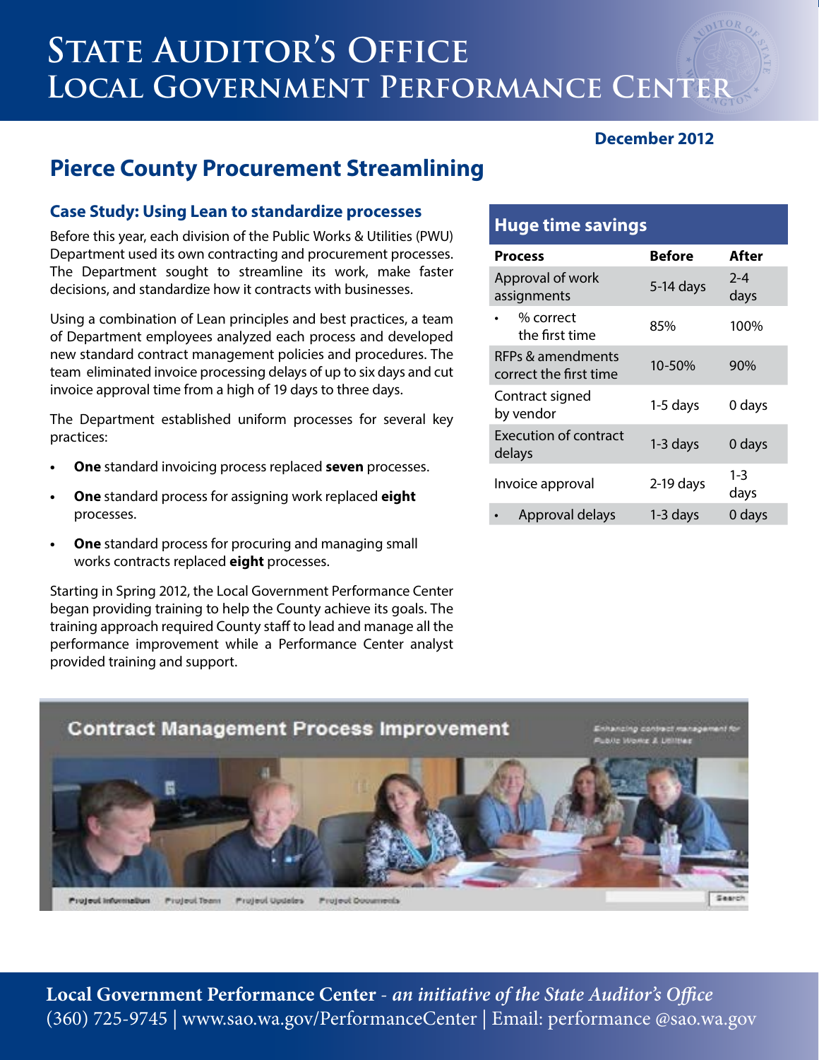# State Auditor's Office
# Local Government Performance Center

**December 2012**

## Pierce County Procurement Streamlining

### Case Study: Using Lean to standardize processes

Before this year, each division of the Public Works & Utilities (PWU) Department used its own contracting and procurement processes. The Department sought to streamline its work, make faster decisions, and standardize how it contracts with businesses.

Using a combination of Lean principles and best practices, a team of Department employees analyzed each process and developed new standard contract management policies and procedures. The team eliminated invoice processing delays of up to six days and cut invoice approval time from a high of 19 days to three days.

The Department established uniform processes for several key practices:

- **One** standard invoicing process replaced **seven** processes.
- **One** standard process for assigning work replaced **eight** processes.
- **One** standard process for procuring and managing small works contracts replaced **eight** processes.

Starting in Spring 2012, the Local Government Performance Center began providing training to help the County achieve its goals. The training approach required County staff to lead and manage all the performance improvement while a Performance Center analyst provided training and support.

### Huge time savings

| Process | Before | After |
|---|---|---|
| Approval of work assignments | 5-14 days | 2-4 days |
| • % correct the first time | 85% | 100% |
| RFPs & amendments correct the first time | 10-50% | 90% |
| Contract signed by vendor | 1-5 days | 0 days |
| Execution of contract delays | 1-3 days | 0 days |
| Invoice approval | 2-19 days | 1-3 days |
| • Approval delays | 1-3 days | 0 days |

**Local Government Performance Center** - *an initiative of the State Auditor's Office*
(360) 725-9745 | www.sao.wa.gov/PerformanceCenter | Email: performance @sao.wa.gov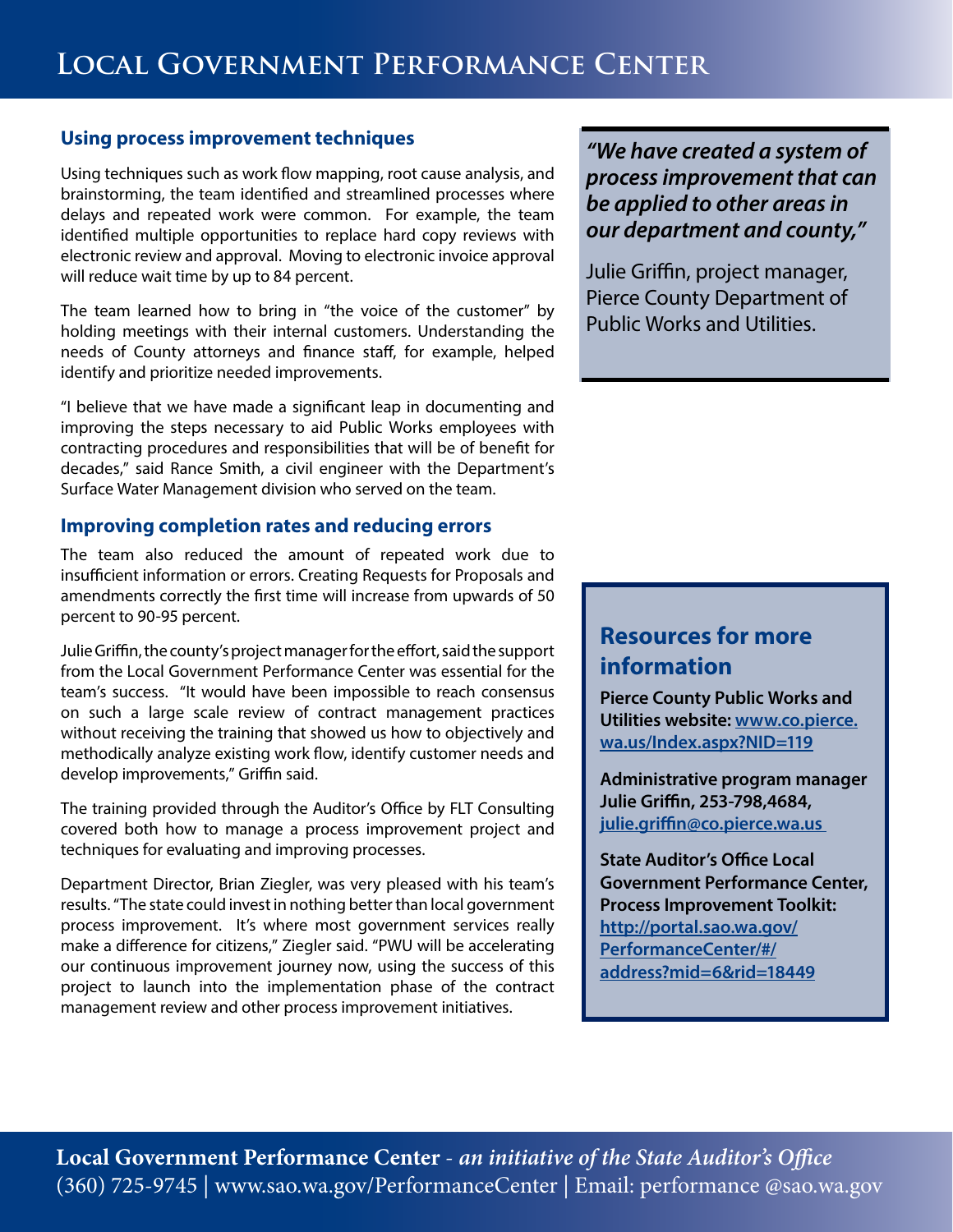## Using process improvement techniques

Using techniques such as work flow mapping, root cause analysis, and brainstorming, the team identified and streamlined processes where delays and repeated work were common. For example, the team identified multiple opportunities to replace hard copy reviews with electronic review and approval. Moving to electronic invoice approval will reduce wait time by up to 84 percent.

The team learned how to bring in "the voice of the customer" by holding meetings with their internal customers. Understanding the needs of County attorneys and finance staff, for example, helped identify and prioritize needed improvements.

"I believe that we have made a significant leap in documenting and improving the steps necessary to aid Public Works employees with contracting procedures and responsibilities that will be of benefit for decades," said Rance Smith, a civil engineer with the Department's Surface Water Management division who served on the team.

## Improving completion rates and reducing errors

The team also reduced the amount of repeated work due to insufficient information or errors. Creating Requests for Proposals and amendments correctly the first time will increase from upwards of 50 percent to 90-95 percent.

Julie Griffin, the county's project manager for the effort, said the support from the Local Government Performance Center was essential for the team's success. "It would have been impossible to reach consensus on such a large scale review of contract management practices without receiving the training that showed us how to objectively and methodically analyze existing work flow, identify customer needs and develop improvements," Griffin said.

The training provided through the Auditor's Office by FLT Consulting covered both how to manage a process improvement project and techniques for evaluating and improving processes.

Department Director, Brian Ziegler, was very pleased with his team's results. "The state could invest in nothing better than local government process improvement. It's where most government services really make a difference for citizens," Ziegler said. "PWU will be accelerating our continuous improvement journey now, using the success of this project to launch into the implementation phase of the contract management review and other process improvement initiatives.

> ***"We have created a system of process improvement that can be applied to other areas in our department and county,"***
>
> Julie Griffin, project manager, Pierce County Department of Public Works and Utilities.

## Resources for more information

**Pierce County Public Works and Utilities website: www.co.pierce.wa.us/Index.aspx?NID=119**

**Administrative program manager Julie Griffin, 253-798,4684, julie.griffin@co.pierce.wa.us**

**State Auditor's Office Local Government Performance Center, Process Improvement Toolkit: http://portal.sao.wa.gov/PerformanceCenter/#/address?mid=6&rid=18449**

**Local Government Performance Center** - *an initiative of the State Auditor's Office*
(360) 725-9745 | www.sao.wa.gov/PerformanceCenter | Email: performance @sao.wa.gov